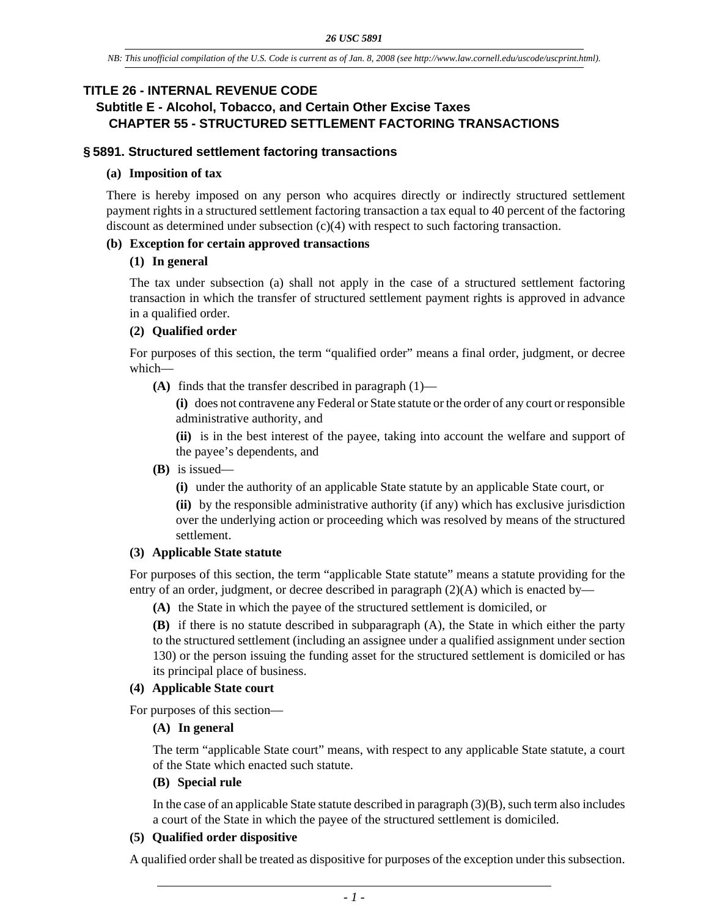# TITLE 26 - INTERNAL REVENUE CODE

## Subtitle E - Alcohol, Tobacco, and Certain Other Excise Taxes

### CHAPTER 55 - STRUCTURED SETTLEMENT FACTORING TRANSACTIONS

### § 5891. Structured settlement factoring transactions

**(a) Imposition of tax**

There is hereby imposed on any person who acquires directly or indirectly structured settlement payment rights in a structured settlement factoring transaction a tax equal to 40 percent of the factoring discount as determined under subsection (c)(4) with respect to such factoring transaction.

**(b) Exception for certain approved transactions**

**(1) In general**

The tax under subsection (a) shall not apply in the case of a structured settlement factoring transaction in which the transfer of structured settlement payment rights is approved in advance in a qualified order.

**(2) Qualified order**

For purposes of this section, the term “qualified order” means a final order, judgment, or decree which—

**(A)** finds that the transfer described in paragraph (1)—

**(i)** does not contravene any Federal or State statute or the order of any court or responsible administrative authority, and

**(ii)** is in the best interest of the payee, taking into account the welfare and support of the payee’s dependents, and

**(B)** is issued—

**(i)** under the authority of an applicable State statute by an applicable State court, or

**(ii)** by the responsible administrative authority (if any) which has exclusive jurisdiction over the underlying action or proceeding which was resolved by means of the structured settlement.

**(3) Applicable State statute**

For purposes of this section, the term “applicable State statute” means a statute providing for the entry of an order, judgment, or decree described in paragraph (2)(A) which is enacted by—

**(A)** the State in which the payee of the structured settlement is domiciled, or

**(B)** if there is no statute described in subparagraph (A), the State in which either the party to the structured settlement (including an assignee under a qualified assignment under section 130) or the person issuing the funding asset for the structured settlement is domiciled or has its principal place of business.

**(4) Applicable State court**

For purposes of this section—

**(A) In general**

The term “applicable State court” means, with respect to any applicable State statute, a court of the State which enacted such statute.

**(B) Special rule**

In the case of an applicable State statute described in paragraph (3)(B), such term also includes a court of the State in which the payee of the structured settlement is domiciled.

**(5) Qualified order dispositive**

A qualified order shall be treated as dispositive for purposes of the exception under this subsection.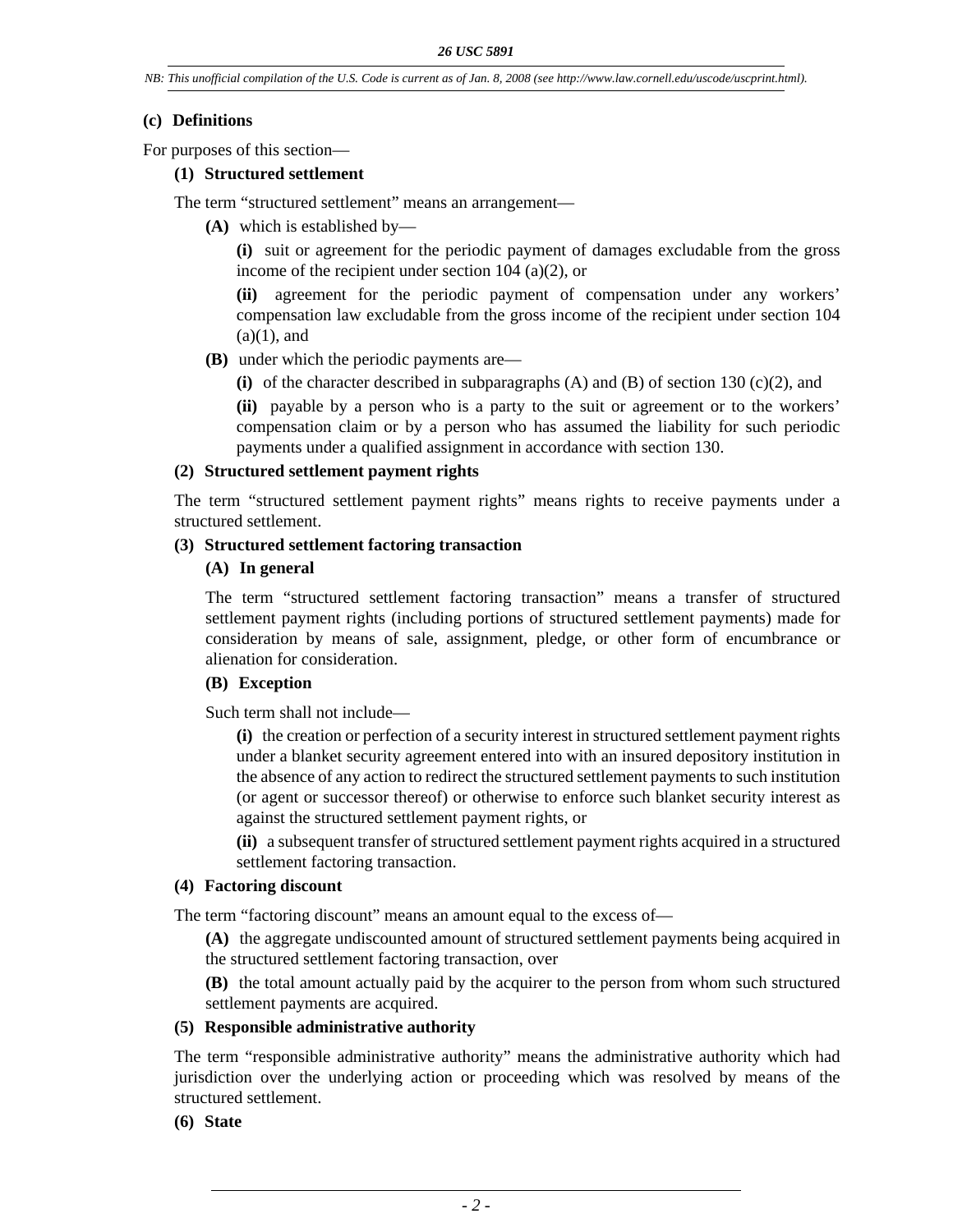**(c) Definitions**

For purposes of this section—

**(1) Structured settlement**

The term "structured settlement" means an arrangement—

**(A)** which is established by—

**(i)** suit or agreement for the periodic payment of damages excludable from the gross income of the recipient under section 104 (a)(2), or

**(ii)** agreement for the periodic payment of compensation under any workers' compensation law excludable from the gross income of the recipient under section 104 (a)(1), and

**(B)** under which the periodic payments are—

**(i)** of the character described in subparagraphs (A) and (B) of section 130 (c)(2), and

**(ii)** payable by a person who is a party to the suit or agreement or to the workers' compensation claim or by a person who has assumed the liability for such periodic payments under a qualified assignment in accordance with section 130.

**(2) Structured settlement payment rights**

The term "structured settlement payment rights" means rights to receive payments under a structured settlement.

**(3) Structured settlement factoring transaction**

**(A) In general**

The term "structured settlement factoring transaction" means a transfer of structured settlement payment rights (including portions of structured settlement payments) made for consideration by means of sale, assignment, pledge, or other form of encumbrance or alienation for consideration.

**(B) Exception**

Such term shall not include—

**(i)** the creation or perfection of a security interest in structured settlement payment rights under a blanket security agreement entered into with an insured depository institution in the absence of any action to redirect the structured settlement payments to such institution (or agent or successor thereof) or otherwise to enforce such blanket security interest as against the structured settlement payment rights, or

**(ii)** a subsequent transfer of structured settlement payment rights acquired in a structured settlement factoring transaction.

**(4) Factoring discount**

The term "factoring discount" means an amount equal to the excess of—

**(A)** the aggregate undiscounted amount of structured settlement payments being acquired in the structured settlement factoring transaction, over

**(B)** the total amount actually paid by the acquirer to the person from whom such structured settlement payments are acquired.

**(5) Responsible administrative authority**

The term "responsible administrative authority" means the administrative authority which had jurisdiction over the underlying action or proceeding which was resolved by means of the structured settlement.

**(6) State**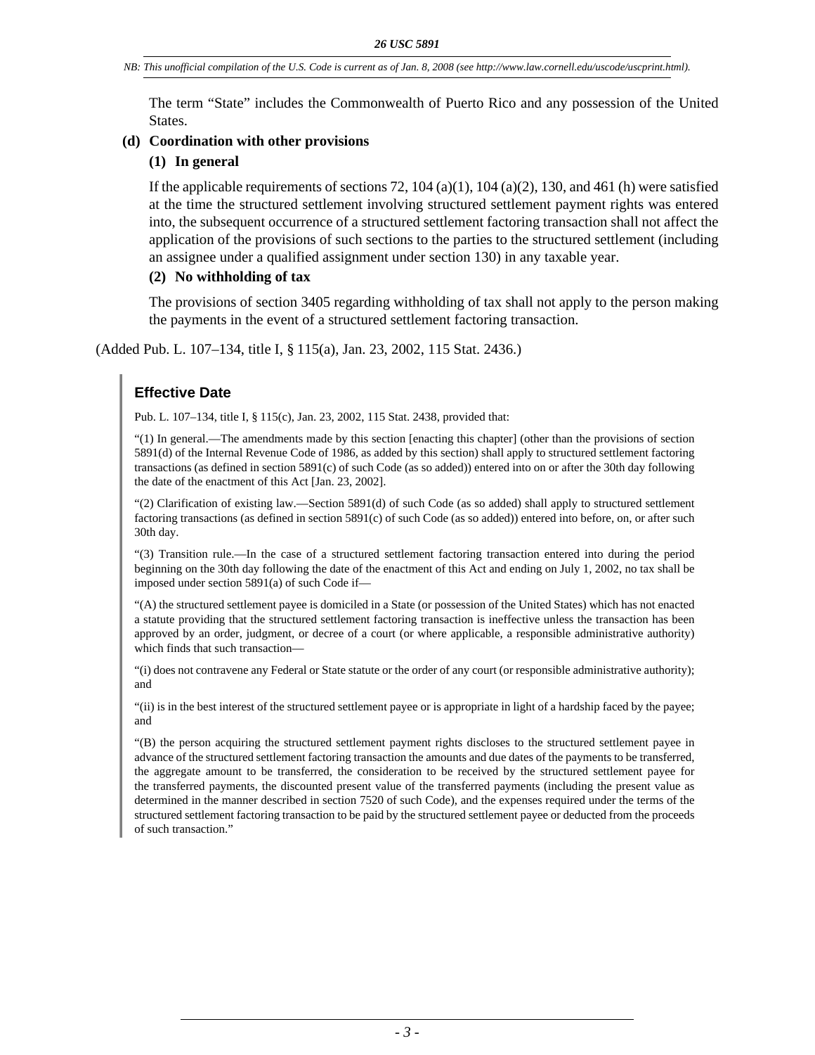The term "State" includes the Commonwealth of Puerto Rico and any possession of the United States.

**(d) Coordination with other provisions**

**(1) In general**

If the applicable requirements of sections 72, 104 (a)(1), 104 (a)(2), 130, and 461 (h) were satisfied at the time the structured settlement involving structured settlement payment rights was entered into, the subsequent occurrence of a structured settlement factoring transaction shall not affect the application of the provisions of such sections to the parties to the structured settlement (including an assignee under a qualified assignment under section 130) in any taxable year.

**(2) No withholding of tax**

The provisions of section 3405 regarding withholding of tax shall not apply to the person making the payments in the event of a structured settlement factoring transaction.

(Added Pub. L. 107–134, title I, § 115(a), Jan. 23, 2002, 115 Stat. 2436.)

## Effective Date

Pub. L. 107–134, title I, § 115(c), Jan. 23, 2002, 115 Stat. 2438, provided that:

"(1) In general.—The amendments made by this section [enacting this chapter] (other than the provisions of section 5891(d) of the Internal Revenue Code of 1986, as added by this section) shall apply to structured settlement factoring transactions (as defined in section 5891(c) of such Code (as so added)) entered into on or after the 30th day following the date of the enactment of this Act [Jan. 23, 2002].

"(2) Clarification of existing law.—Section 5891(d) of such Code (as so added) shall apply to structured settlement factoring transactions (as defined in section 5891(c) of such Code (as so added)) entered into before, on, or after such 30th day.

"(3) Transition rule.—In the case of a structured settlement factoring transaction entered into during the period beginning on the 30th day following the date of the enactment of this Act and ending on July 1, 2002, no tax shall be imposed under section 5891(a) of such Code if—

"(A) the structured settlement payee is domiciled in a State (or possession of the United States) which has not enacted a statute providing that the structured settlement factoring transaction is ineffective unless the transaction has been approved by an order, judgment, or decree of a court (or where applicable, a responsible administrative authority) which finds that such transaction—

"(i) does not contravene any Federal or State statute or the order of any court (or responsible administrative authority); and

"(ii) is in the best interest of the structured settlement payee or is appropriate in light of a hardship faced by the payee; and

"(B) the person acquiring the structured settlement payment rights discloses to the structured settlement payee in advance of the structured settlement factoring transaction the amounts and due dates of the payments to be transferred, the aggregate amount to be transferred, the consideration to be received by the structured settlement payee for the transferred payments, the discounted present value of the transferred payments (including the present value as determined in the manner described in section 7520 of such Code), and the expenses required under the terms of the structured settlement factoring transaction to be paid by the structured settlement payee or deducted from the proceeds of such transaction."